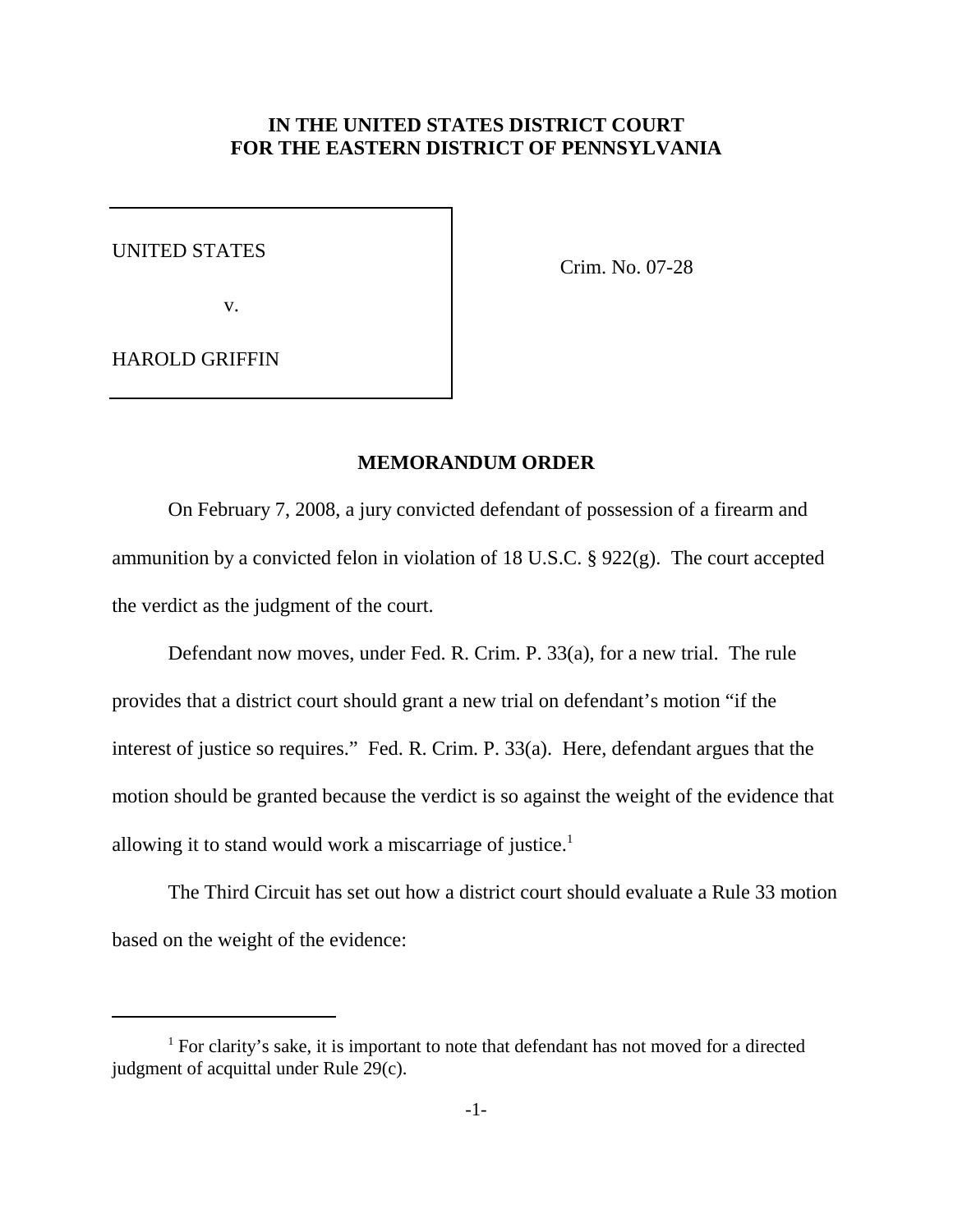**IN THE UNITED STATES DISTRICT COURT**
**FOR THE EASTERN DISTRICT OF PENNSYLVANIA**

| | |
|---|---|
| UNITED STATES<br><br>v.<br><br>HAROLD GRIFFIN | Crim. No. 07-28 |

## MEMORANDUM ORDER

On February 7, 2008, a jury convicted defendant of possession of a firearm and ammunition by a convicted felon in violation of 18 U.S.C. § 922(g). The court accepted the verdict as the judgment of the court.

Defendant now moves, under Fed. R. Crim. P. 33(a), for a new trial. The rule provides that a district court should grant a new trial on defendant's motion "if the interest of justice so requires." Fed. R. Crim. P. 33(a). Here, defendant argues that the motion should be granted because the verdict is so against the weight of the evidence that allowing it to stand would work a miscarriage of justice.[1]

The Third Circuit has set out how a district court should evaluate a Rule 33 motion based on the weight of the evidence:

---

[1] For clarity's sake, it is important to note that defendant has not moved for a directed judgment of acquittal under Rule 29(c).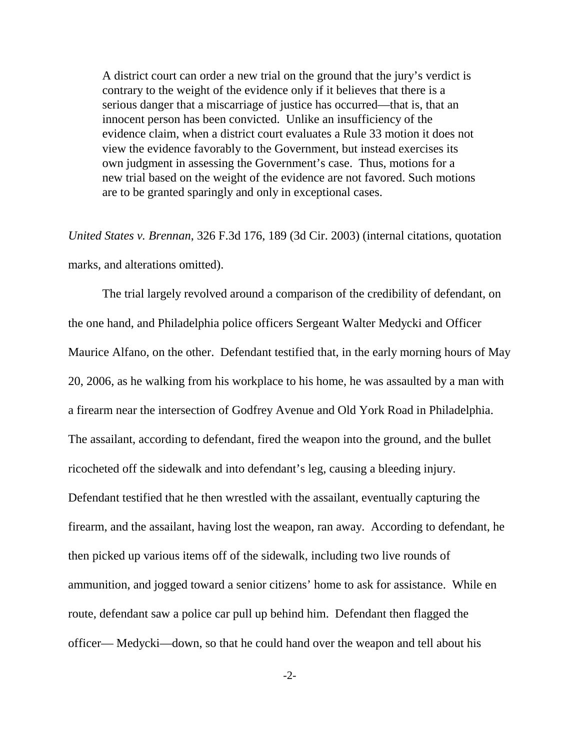> A district court can order a new trial on the ground that the jury's verdict is contrary to the weight of the evidence only if it believes that there is a serious danger that a miscarriage of justice has occurred—that is, that an innocent person has been convicted. Unlike an insufficiency of the evidence claim, when a district court evaluates a Rule 33 motion it does not view the evidence favorably to the Government, but instead exercises its own judgment in assessing the Government's case. Thus, motions for a new trial based on the weight of the evidence are not favored. Such motions are to be granted sparingly and only in exceptional cases.

*United States v. Brennan*, 326 F.3d 176, 189 (3d Cir. 2003) (internal citations, quotation marks, and alterations omitted).

The trial largely revolved around a comparison of the credibility of defendant, on the one hand, and Philadelphia police officers Sergeant Walter Medycki and Officer Maurice Alfano, on the other. Defendant testified that, in the early morning hours of May 20, 2006, as he walking from his workplace to his home, he was assaulted by a man with a firearm near the intersection of Godfrey Avenue and Old York Road in Philadelphia. The assailant, according to defendant, fired the weapon into the ground, and the bullet ricocheted off the sidewalk and into defendant's leg, causing a bleeding injury. Defendant testified that he then wrestled with the assailant, eventually capturing the firearm, and the assailant, having lost the weapon, ran away. According to defendant, he then picked up various items off of the sidewalk, including two live rounds of ammunition, and jogged toward a senior citizens' home to ask for assistance. While en route, defendant saw a police car pull up behind him. Defendant then flagged the officer— Medycki—down, so that he could hand over the weapon and tell about his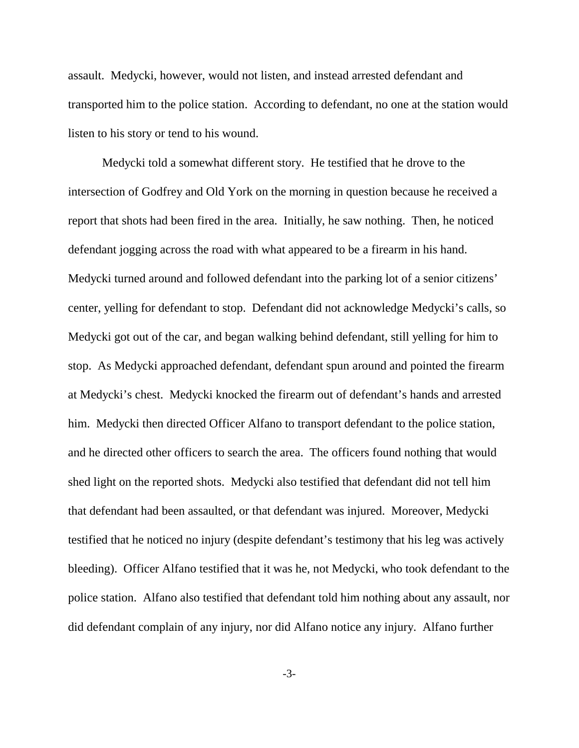assault. Medycki, however, would not listen, and instead arrested defendant and transported him to the police station. According to defendant, no one at the station would listen to his story or tend to his wound.

Medycki told a somewhat different story. He testified that he drove to the intersection of Godfrey and Old York on the morning in question because he received a report that shots had been fired in the area. Initially, he saw nothing. Then, he noticed defendant jogging across the road with what appeared to be a firearm in his hand. Medycki turned around and followed defendant into the parking lot of a senior citizens' center, yelling for defendant to stop. Defendant did not acknowledge Medycki's calls, so Medycki got out of the car, and began walking behind defendant, still yelling for him to stop. As Medycki approached defendant, defendant spun around and pointed the firearm at Medycki's chest. Medycki knocked the firearm out of defendant's hands and arrested him. Medycki then directed Officer Alfano to transport defendant to the police station, and he directed other officers to search the area. The officers found nothing that would shed light on the reported shots. Medycki also testified that defendant did not tell him that defendant had been assaulted, or that defendant was injured. Moreover, Medycki testified that he noticed no injury (despite defendant's testimony that his leg was actively bleeding). Officer Alfano testified that it was he, not Medycki, who took defendant to the police station. Alfano also testified that defendant told him nothing about any assault, nor did defendant complain of any injury, nor did Alfano notice any injury. Alfano further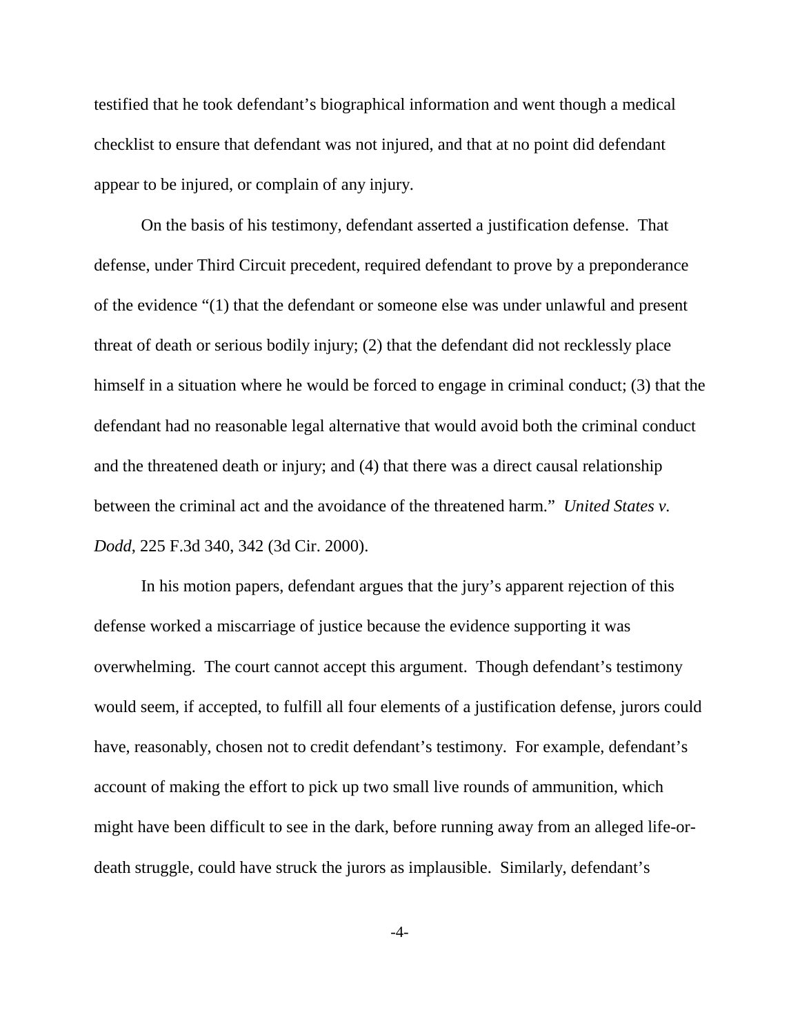testified that he took defendant's biographical information and went though a medical checklist to ensure that defendant was not injured, and that at no point did defendant appear to be injured, or complain of any injury.

On the basis of his testimony, defendant asserted a justification defense. That defense, under Third Circuit precedent, required defendant to prove by a preponderance of the evidence "(1) that the defendant or someone else was under unlawful and present threat of death or serious bodily injury; (2) that the defendant did not recklessly place himself in a situation where he would be forced to engage in criminal conduct; (3) that the defendant had no reasonable legal alternative that would avoid both the criminal conduct and the threatened death or injury; and (4) that there was a direct causal relationship between the criminal act and the avoidance of the threatened harm." *United States v. Dodd*, 225 F.3d 340, 342 (3d Cir. 2000).

In his motion papers, defendant argues that the jury's apparent rejection of this defense worked a miscarriage of justice because the evidence supporting it was overwhelming. The court cannot accept this argument. Though defendant's testimony would seem, if accepted, to fulfill all four elements of a justification defense, jurors could have, reasonably, chosen not to credit defendant's testimony. For example, defendant's account of making the effort to pick up two small live rounds of ammunition, which might have been difficult to see in the dark, before running away from an alleged life-or-death struggle, could have struck the jurors as implausible. Similarly, defendant's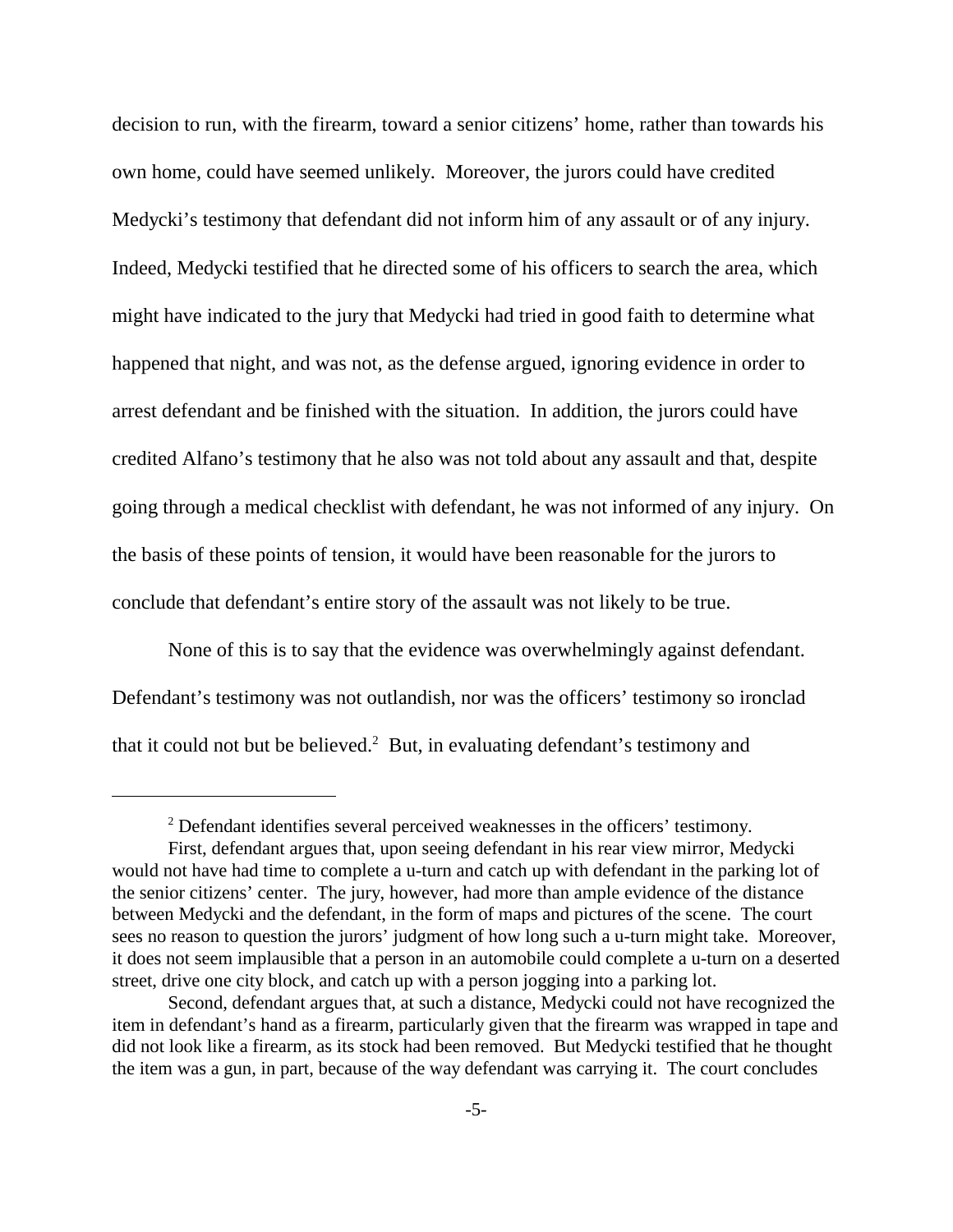decision to run, with the firearm, toward a senior citizens' home, rather than towards his own home, could have seemed unlikely. Moreover, the jurors could have credited Medycki's testimony that defendant did not inform him of any assault or of any injury. Indeed, Medycki testified that he directed some of his officers to search the area, which might have indicated to the jury that Medycki had tried in good faith to determine what happened that night, and was not, as the defense argued, ignoring evidence in order to arrest defendant and be finished with the situation. In addition, the jurors could have credited Alfano's testimony that he also was not told about any assault and that, despite going through a medical checklist with defendant, he was not informed of any injury. On the basis of these points of tension, it would have been reasonable for the jurors to conclude that defendant's entire story of the assault was not likely to be true.

None of this is to say that the evidence was overwhelmingly against defendant. Defendant's testimony was not outlandish, nor was the officers' testimony so ironclad that it could not but be believed.[2] But, in evaluating defendant's testimony and

---

[2] Defendant identifies several perceived weaknesses in the officers' testimony.

First, defendant argues that, upon seeing defendant in his rear view mirror, Medycki would not have had time to complete a u-turn and catch up with defendant in the parking lot of the senior citizens' center. The jury, however, had more than ample evidence of the distance between Medycki and the defendant, in the form of maps and pictures of the scene. The court sees no reason to question the jurors' judgment of how long such a u-turn might take. Moreover, it does not seem implausible that a person in an automobile could complete a u-turn on a deserted street, drive one city block, and catch up with a person jogging into a parking lot.

Second, defendant argues that, at such a distance, Medycki could not have recognized the item in defendant's hand as a firearm, particularly given that the firearm was wrapped in tape and did not look like a firearm, as its stock had been removed. But Medycki testified that he thought the item was a gun, in part, because of the way defendant was carrying it. The court concludes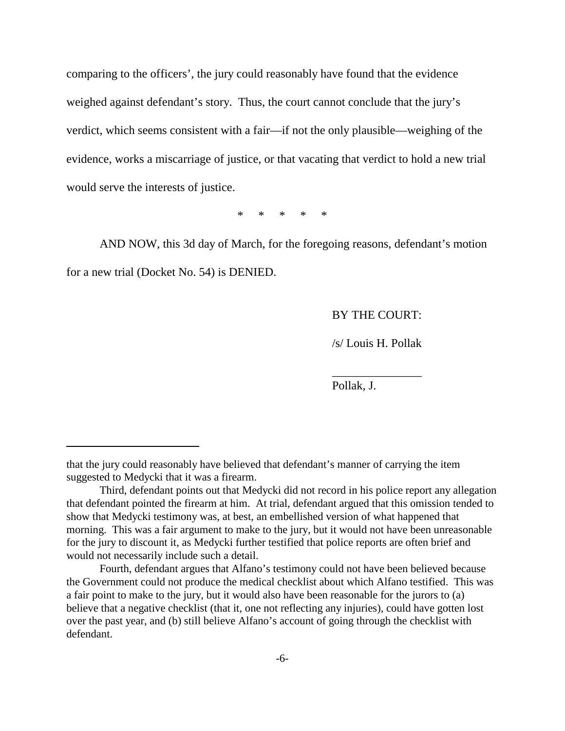comparing to the officers', the jury could reasonably have found that the evidence weighed against defendant's story. Thus, the court cannot conclude that the jury's verdict, which seems consistent with a fair—if not the only plausible—weighing of the evidence, works a miscarriage of justice, or that vacating that verdict to hold a new trial would serve the interests of justice.

\* \* \* \* \*

AND NOW, this 3d day of March, for the foregoing reasons, defendant's motion for a new trial (Docket No. 54) is DENIED.

BY THE COURT:

/s/ Louis H. Pollak

_______________

Pollak, J.

---

that the jury could reasonably have believed that defendant's manner of carrying the item suggested to Medycki that it was a firearm.

Third, defendant points out that Medycki did not record in his police report any allegation that defendant pointed the firearm at him. At trial, defendant argued that this omission tended to show that Medycki testimony was, at best, an embellished version of what happened that morning. This was a fair argument to make to the jury, but it would not have been unreasonable for the jury to discount it, as Medycki further testified that police reports are often brief and would not necessarily include such a detail.

Fourth, defendant argues that Alfano's testimony could not have been believed because the Government could not produce the medical checklist about which Alfano testified. This was a fair point to make to the jury, but it would also have been reasonable for the jurors to (a) believe that a negative checklist (that it, one not reflecting any injuries), could have gotten lost over the past year, and (b) still believe Alfano's account of going through the checklist with defendant.